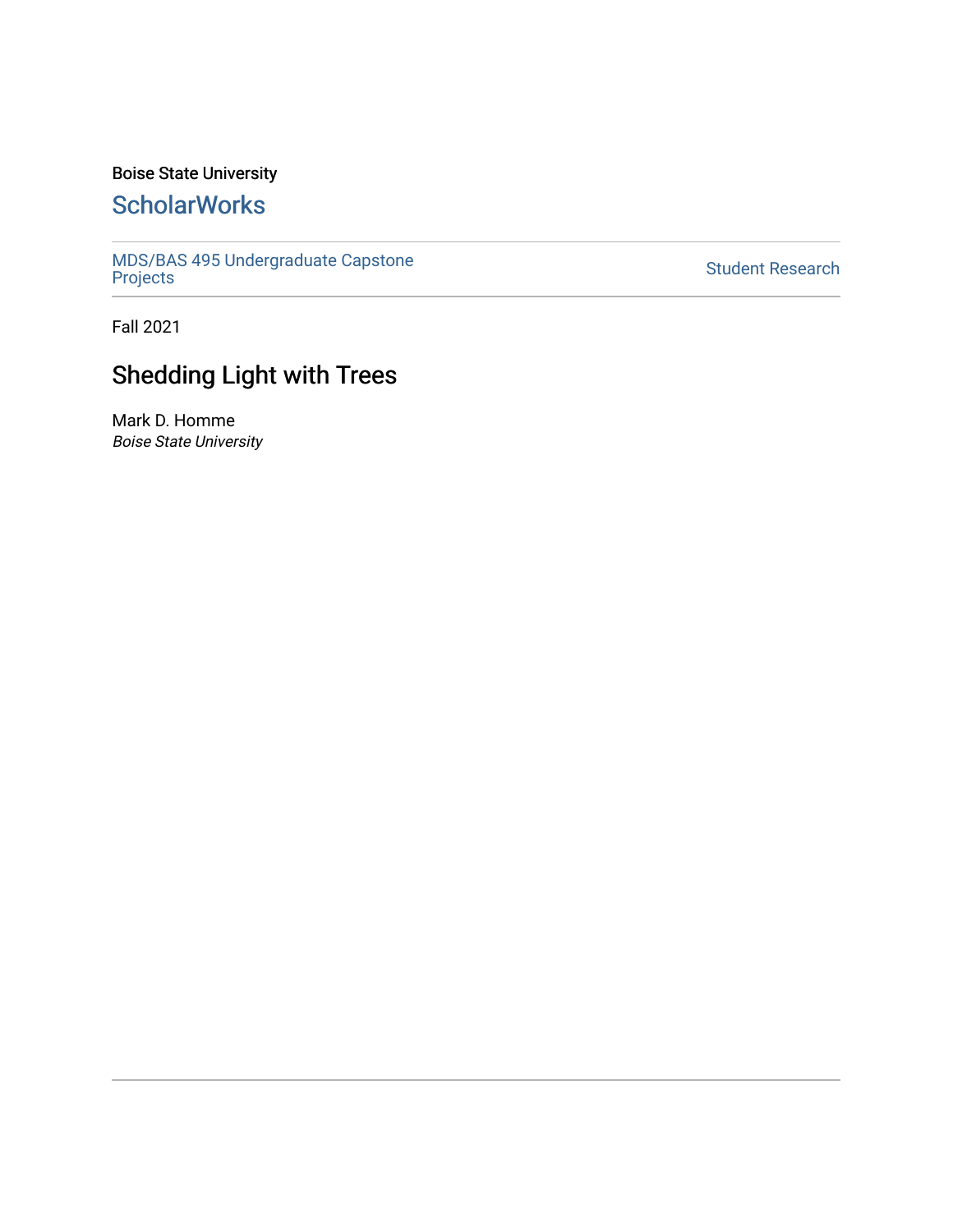Boise State University

## ScholarWorks

MDS/BAS 495 Undergraduate Capstone Projects

Student Research

Fall 2021

# Shedding Light with Trees

Mark D. Homme

*Boise State University*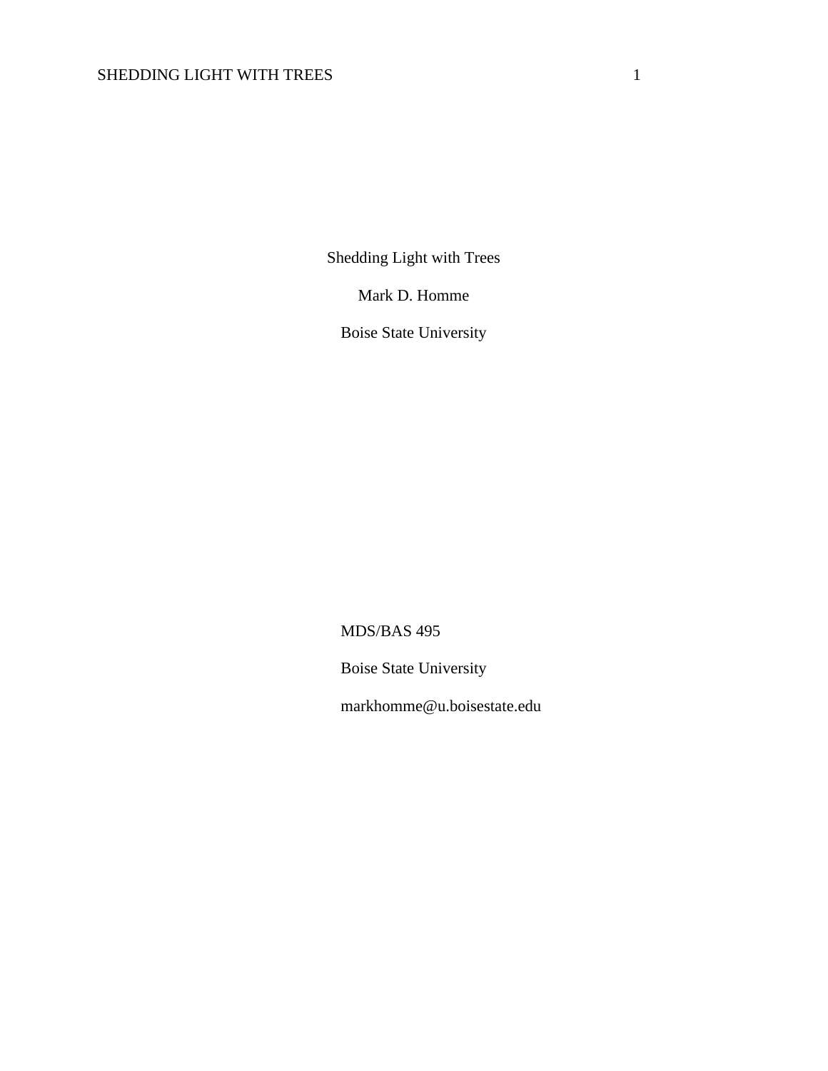# Shedding Light with Trees

Mark D. Homme

Boise State University

MDS/BAS 495

Boise State University

markhomme@u.boisestate.edu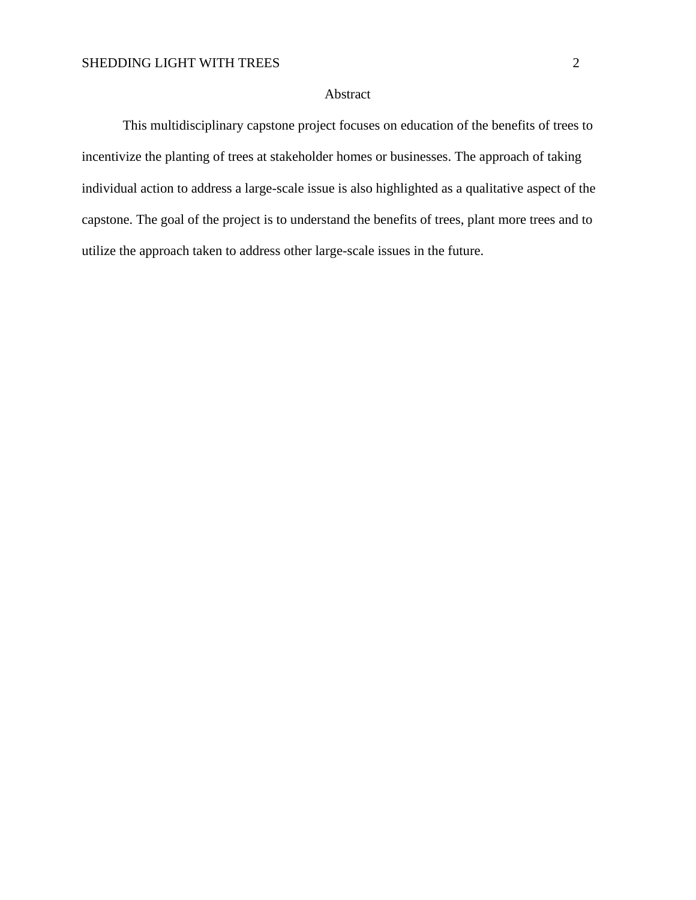# Abstract

This multidisciplinary capstone project focuses on education of the benefits of trees to incentivize the planting of trees at stakeholder homes or businesses. The approach of taking individual action to address a large-scale issue is also highlighted as a qualitative aspect of the capstone. The goal of the project is to understand the benefits of trees, plant more trees and to utilize the approach taken to address other large-scale issues in the future.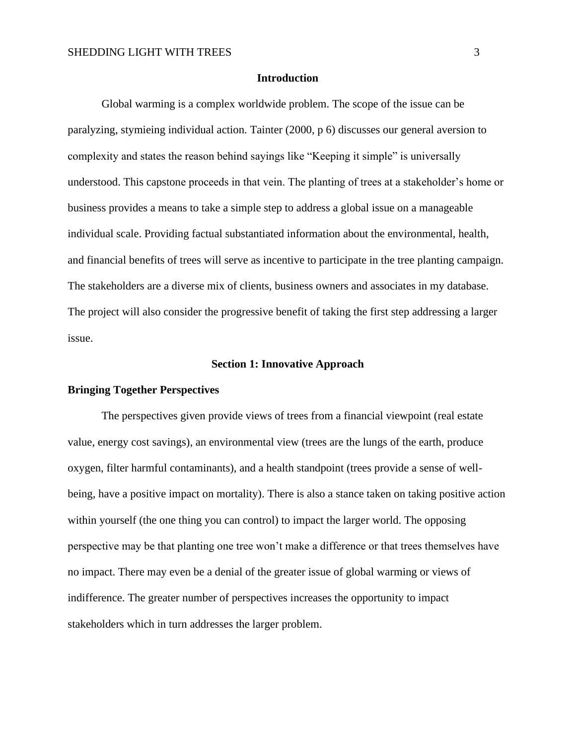## Introduction

Global warming is a complex worldwide problem. The scope of the issue can be paralyzing, stymieing individual action. Tainter (2000, p 6) discusses our general aversion to complexity and states the reason behind sayings like "Keeping it simple" is universally understood. This capstone proceeds in that vein. The planting of trees at a stakeholder's home or business provides a means to take a simple step to address a global issue on a manageable individual scale. Providing factual substantiated information about the environmental, health, and financial benefits of trees will serve as incentive to participate in the tree planting campaign. The stakeholders are a diverse mix of clients, business owners and associates in my database. The project will also consider the progressive benefit of taking the first step addressing a larger issue.

## Section 1: Innovative Approach

### Bringing Together Perspectives

The perspectives given provide views of trees from a financial viewpoint (real estate value, energy cost savings), an environmental view (trees are the lungs of the earth, produce oxygen, filter harmful contaminants), and a health standpoint (trees provide a sense of well-being, have a positive impact on mortality). There is also a stance taken on taking positive action within yourself (the one thing you can control) to impact the larger world. The opposing perspective may be that planting one tree won't make a difference or that trees themselves have no impact. There may even be a denial of the greater issue of global warming or views of indifference. The greater number of perspectives increases the opportunity to impact stakeholders which in turn addresses the larger problem.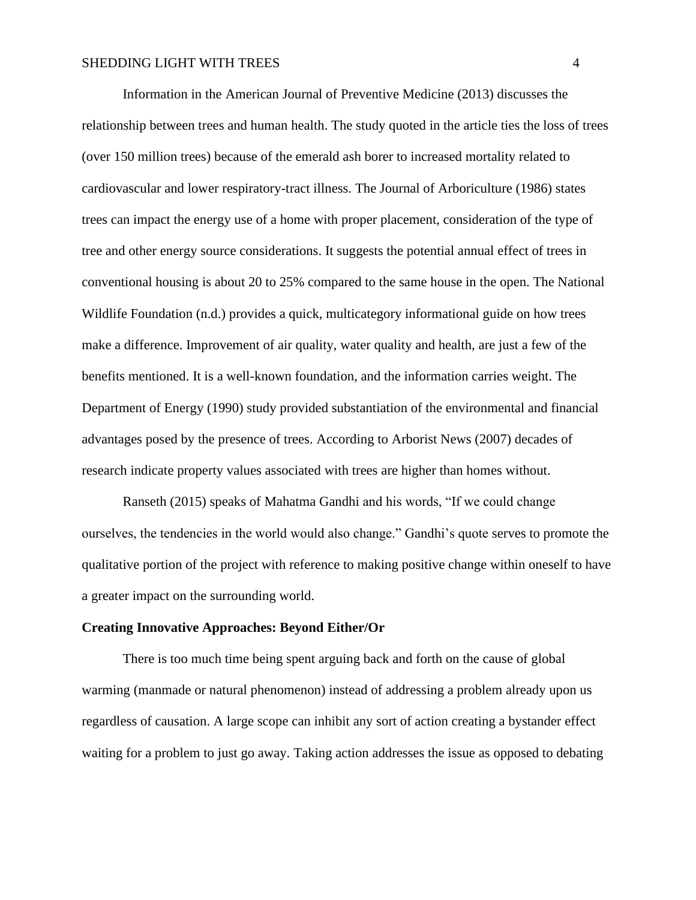Information in the American Journal of Preventive Medicine (2013) discusses the relationship between trees and human health. The study quoted in the article ties the loss of trees (over 150 million trees) because of the emerald ash borer to increased mortality related to cardiovascular and lower respiratory-tract illness. The Journal of Arboriculture (1986) states trees can impact the energy use of a home with proper placement, consideration of the type of tree and other energy source considerations. It suggests the potential annual effect of trees in conventional housing is about 20 to 25% compared to the same house in the open. The National Wildlife Foundation (n.d.) provides a quick, multicategory informational guide on how trees make a difference. Improvement of air quality, water quality and health, are just a few of the benefits mentioned. It is a well-known foundation, and the information carries weight. The Department of Energy (1990) study provided substantiation of the environmental and financial advantages posed by the presence of trees. According to Arborist News (2007) decades of research indicate property values associated with trees are higher than homes without.

Ranseth (2015) speaks of Mahatma Gandhi and his words, “If we could change ourselves, the tendencies in the world would also change.” Gandhi’s quote serves to promote the qualitative portion of the project with reference to making positive change within oneself to have a greater impact on the surrounding world.

**Creating Innovative Approaches: Beyond Either/Or**

There is too much time being spent arguing back and forth on the cause of global warming (manmade or natural phenomenon) instead of addressing a problem already upon us regardless of causation. A large scope can inhibit any sort of action creating a bystander effect waiting for a problem to just go away. Taking action addresses the issue as opposed to debating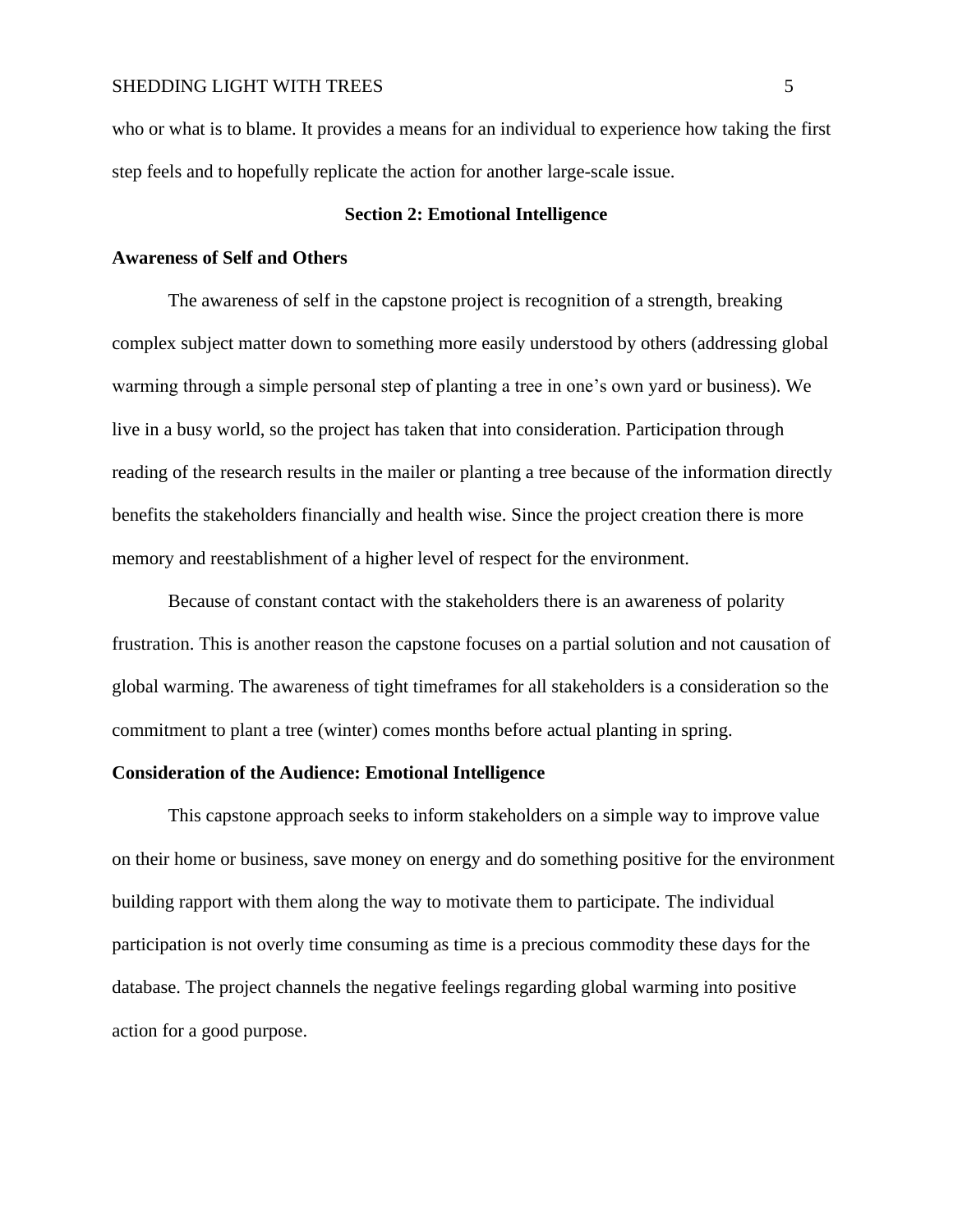who or what is to blame. It provides a means for an individual to experience how taking the first step feels and to hopefully replicate the action for another large-scale issue.

## Section 2: Emotional Intelligence

### Awareness of Self and Others

The awareness of self in the capstone project is recognition of a strength, breaking complex subject matter down to something more easily understood by others (addressing global warming through a simple personal step of planting a tree in one's own yard or business). We live in a busy world, so the project has taken that into consideration. Participation through reading of the research results in the mailer or planting a tree because of the information directly benefits the stakeholders financially and health wise. Since the project creation there is more memory and reestablishment of a higher level of respect for the environment.

Because of constant contact with the stakeholders there is an awareness of polarity frustration. This is another reason the capstone focuses on a partial solution and not causation of global warming. The awareness of tight timeframes for all stakeholders is a consideration so the commitment to plant a tree (winter) comes months before actual planting in spring.

### Consideration of the Audience: Emotional Intelligence

This capstone approach seeks to inform stakeholders on a simple way to improve value on their home or business, save money on energy and do something positive for the environment building rapport with them along the way to motivate them to participate. The individual participation is not overly time consuming as time is a precious commodity these days for the database. The project channels the negative feelings regarding global warming into positive action for a good purpose.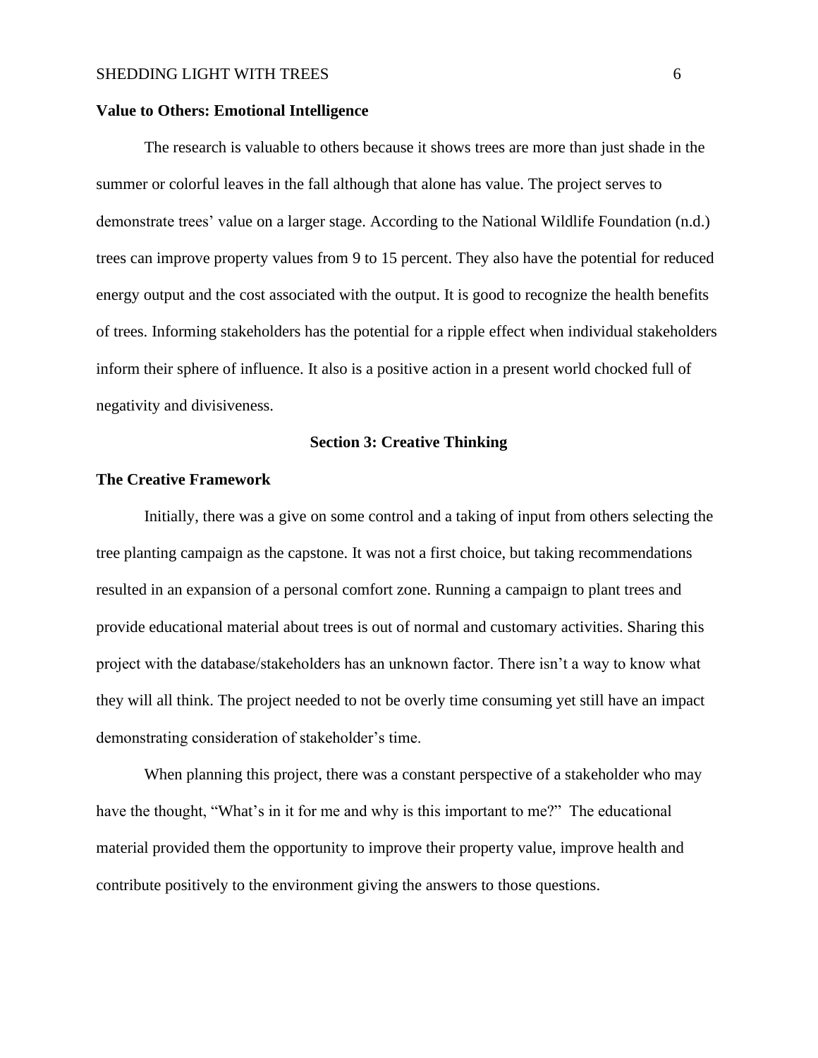**Value to Others: Emotional Intelligence**

The research is valuable to others because it shows trees are more than just shade in the summer or colorful leaves in the fall although that alone has value. The project serves to demonstrate trees' value on a larger stage. According to the National Wildlife Foundation (n.d.) trees can improve property values from 9 to 15 percent. They also have the potential for reduced energy output and the cost associated with the output. It is good to recognize the health benefits of trees. Informing stakeholders has the potential for a ripple effect when individual stakeholders inform their sphere of influence. It also is a positive action in a present world chocked full of negativity and divisiveness.

## Section 3: Creative Thinking

**The Creative Framework**

Initially, there was a give on some control and a taking of input from others selecting the tree planting campaign as the capstone. It was not a first choice, but taking recommendations resulted in an expansion of a personal comfort zone. Running a campaign to plant trees and provide educational material about trees is out of normal and customary activities. Sharing this project with the database/stakeholders has an unknown factor. There isn't a way to know what they will all think. The project needed to not be overly time consuming yet still have an impact demonstrating consideration of stakeholder's time.

When planning this project, there was a constant perspective of a stakeholder who may have the thought, "What's in it for me and why is this important to me?" The educational material provided them the opportunity to improve their property value, improve health and contribute positively to the environment giving the answers to those questions.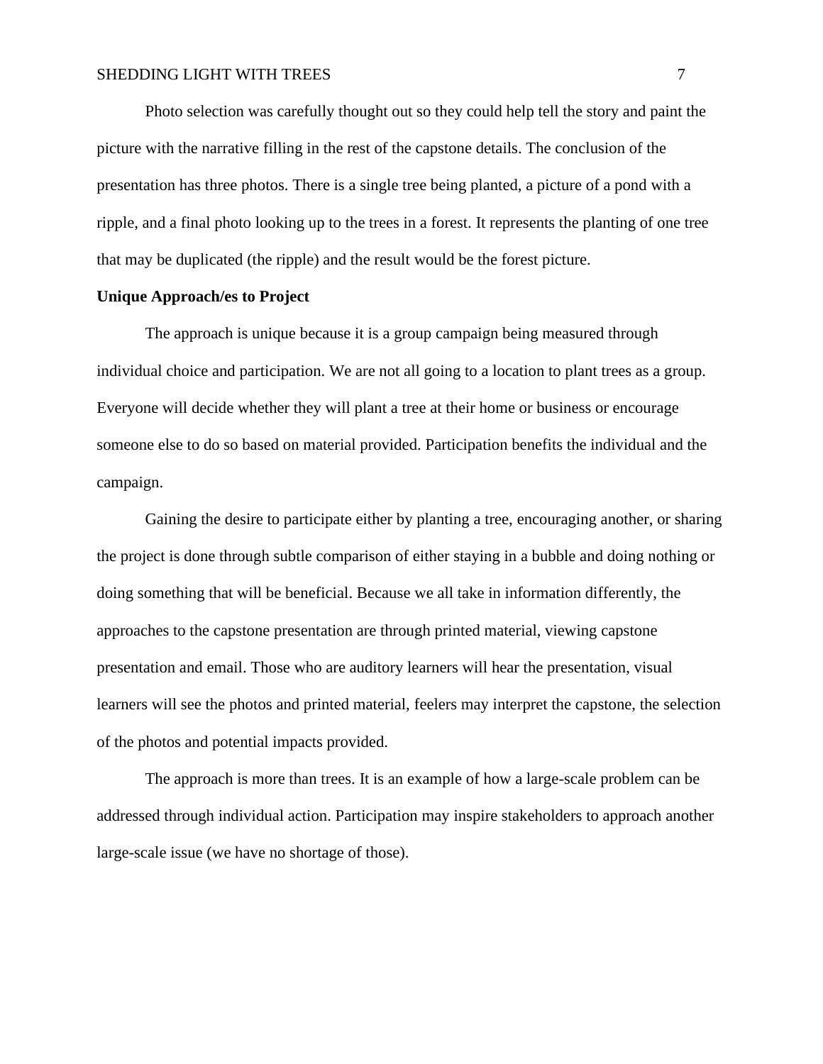Photo selection was carefully thought out so they could help tell the story and paint the picture with the narrative filling in the rest of the capstone details. The conclusion of the presentation has three photos. There is a single tree being planted, a picture of a pond with a ripple, and a final photo looking up to the trees in a forest. It represents the planting of one tree that may be duplicated (the ripple) and the result would be the forest picture.

**Unique Approach/es to Project**

The approach is unique because it is a group campaign being measured through individual choice and participation. We are not all going to a location to plant trees as a group. Everyone will decide whether they will plant a tree at their home or business or encourage someone else to do so based on material provided. Participation benefits the individual and the campaign.

Gaining the desire to participate either by planting a tree, encouraging another, or sharing the project is done through subtle comparison of either staying in a bubble and doing nothing or doing something that will be beneficial. Because we all take in information differently, the approaches to the capstone presentation are through printed material, viewing capstone presentation and email. Those who are auditory learners will hear the presentation, visual learners will see the photos and printed material, feelers may interpret the capstone, the selection of the photos and potential impacts provided.

The approach is more than trees. It is an example of how a large-scale problem can be addressed through individual action. Participation may inspire stakeholders to approach another large-scale issue (we have no shortage of those).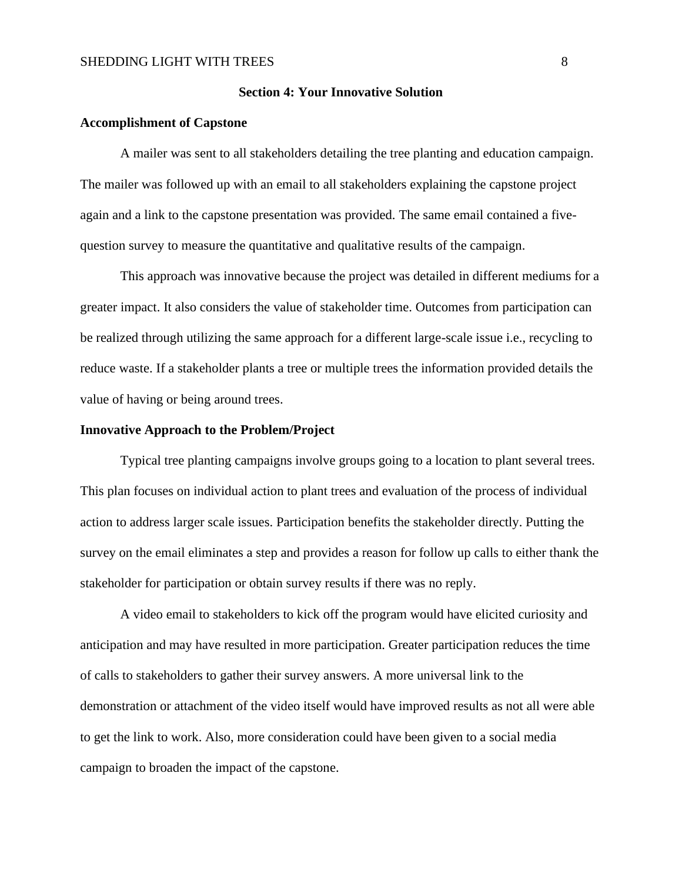## Section 4: Your Innovative Solution

### Accomplishment of Capstone

A mailer was sent to all stakeholders detailing the tree planting and education campaign. The mailer was followed up with an email to all stakeholders explaining the capstone project again and a link to the capstone presentation was provided. The same email contained a five-question survey to measure the quantitative and qualitative results of the campaign.

This approach was innovative because the project was detailed in different mediums for a greater impact. It also considers the value of stakeholder time. Outcomes from participation can be realized through utilizing the same approach for a different large-scale issue i.e., recycling to reduce waste. If a stakeholder plants a tree or multiple trees the information provided details the value of having or being around trees.

### Innovative Approach to the Problem/Project

Typical tree planting campaigns involve groups going to a location to plant several trees. This plan focuses on individual action to plant trees and evaluation of the process of individual action to address larger scale issues. Participation benefits the stakeholder directly. Putting the survey on the email eliminates a step and provides a reason for follow up calls to either thank the stakeholder for participation or obtain survey results if there was no reply.

A video email to stakeholders to kick off the program would have elicited curiosity and anticipation and may have resulted in more participation. Greater participation reduces the time of calls to stakeholders to gather their survey answers. A more universal link to the demonstration or attachment of the video itself would have improved results as not all were able to get the link to work. Also, more consideration could have been given to a social media campaign to broaden the impact of the capstone.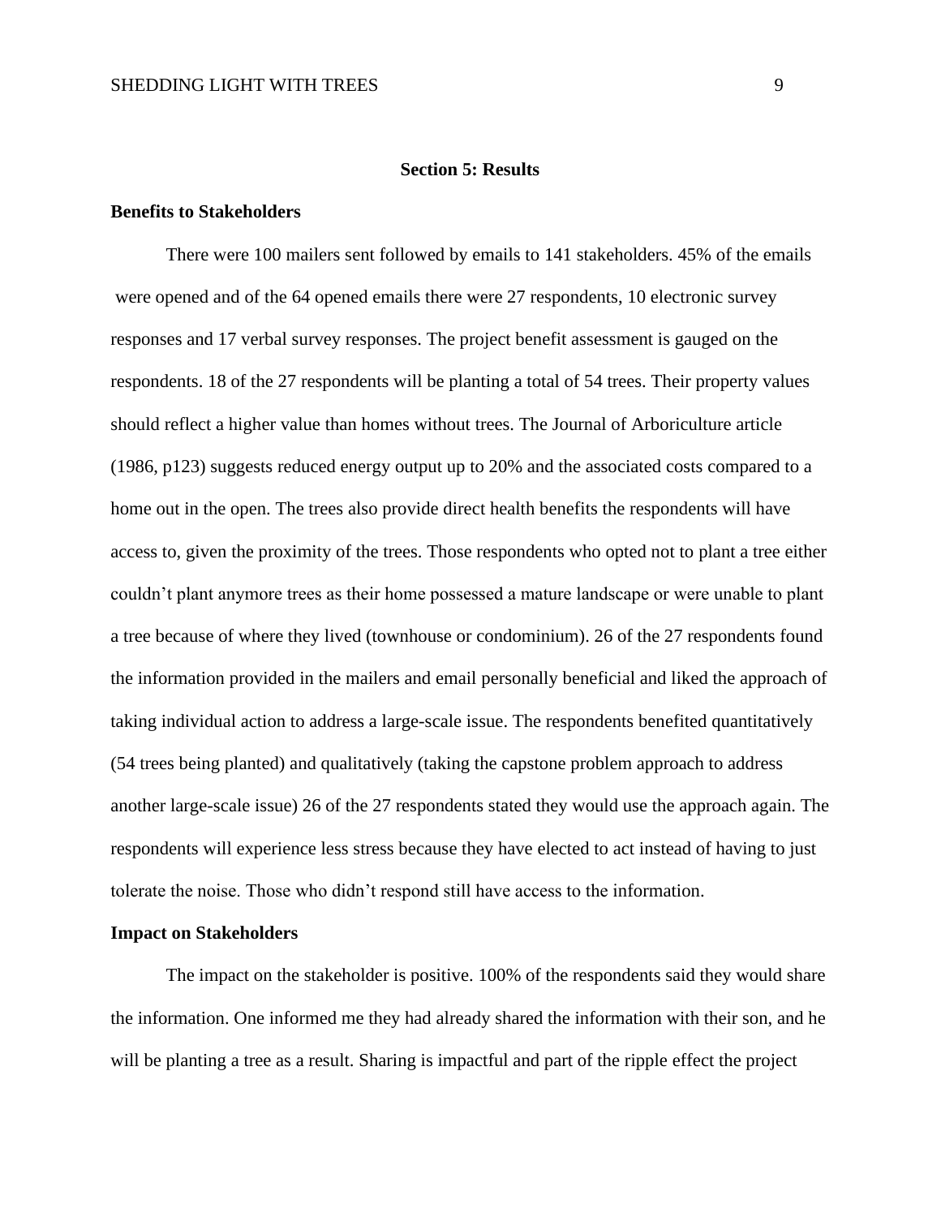## Section 5: Results

### Benefits to Stakeholders

There were 100 mailers sent followed by emails to 141 stakeholders. 45% of the emails were opened and of the 64 opened emails there were 27 respondents, 10 electronic survey responses and 17 verbal survey responses. The project benefit assessment is gauged on the respondents. 18 of the 27 respondents will be planting a total of 54 trees. Their property values should reflect a higher value than homes without trees. The Journal of Arboriculture article (1986, p123) suggests reduced energy output up to 20% and the associated costs compared to a home out in the open. The trees also provide direct health benefits the respondents will have access to, given the proximity of the trees. Those respondents who opted not to plant a tree either couldn't plant anymore trees as their home possessed a mature landscape or were unable to plant a tree because of where they lived (townhouse or condominium). 26 of the 27 respondents found the information provided in the mailers and email personally beneficial and liked the approach of taking individual action to address a large-scale issue. The respondents benefited quantitatively (54 trees being planted) and qualitatively (taking the capstone problem approach to address another large-scale issue) 26 of the 27 respondents stated they would use the approach again. The respondents will experience less stress because they have elected to act instead of having to just tolerate the noise. Those who didn't respond still have access to the information.

### Impact on Stakeholders

The impact on the stakeholder is positive. 100% of the respondents said they would share the information. One informed me they had already shared the information with their son, and he will be planting a tree as a result. Sharing is impactful and part of the ripple effect the project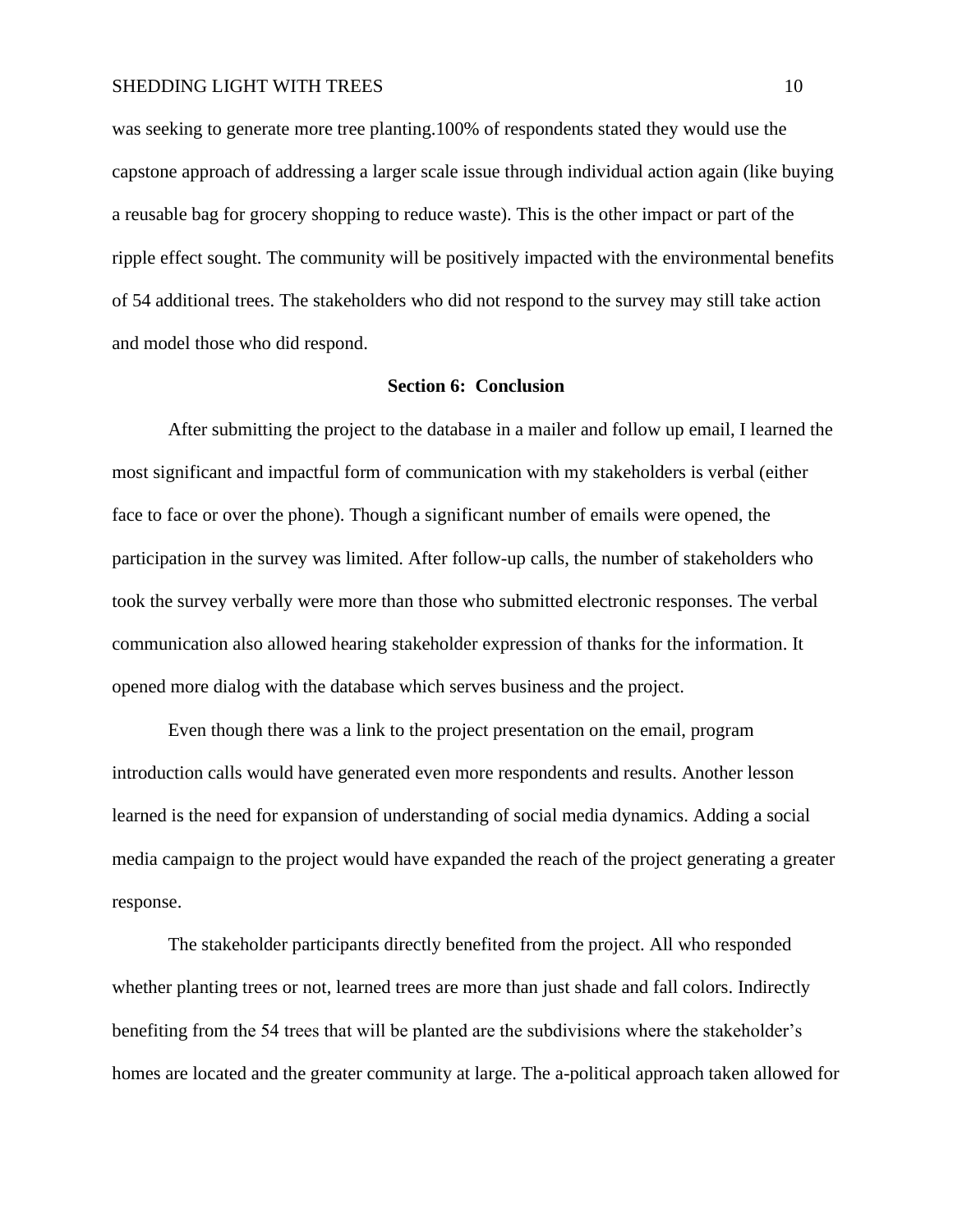was seeking to generate more tree planting.100% of respondents stated they would use the capstone approach of addressing a larger scale issue through individual action again (like buying a reusable bag for grocery shopping to reduce waste). This is the other impact or part of the ripple effect sought. The community will be positively impacted with the environmental benefits of 54 additional trees. The stakeholders who did not respond to the survey may still take action and model those who did respond.

## Section 6: Conclusion

After submitting the project to the database in a mailer and follow up email, I learned the most significant and impactful form of communication with my stakeholders is verbal (either face to face or over the phone). Though a significant number of emails were opened, the participation in the survey was limited. After follow-up calls, the number of stakeholders who took the survey verbally were more than those who submitted electronic responses. The verbal communication also allowed hearing stakeholder expression of thanks for the information. It opened more dialog with the database which serves business and the project.

Even though there was a link to the project presentation on the email, program introduction calls would have generated even more respondents and results. Another lesson learned is the need for expansion of understanding of social media dynamics. Adding a social media campaign to the project would have expanded the reach of the project generating a greater response.

The stakeholder participants directly benefited from the project. All who responded whether planting trees or not, learned trees are more than just shade and fall colors. Indirectly benefiting from the 54 trees that will be planted are the subdivisions where the stakeholder's homes are located and the greater community at large. The a-political approach taken allowed for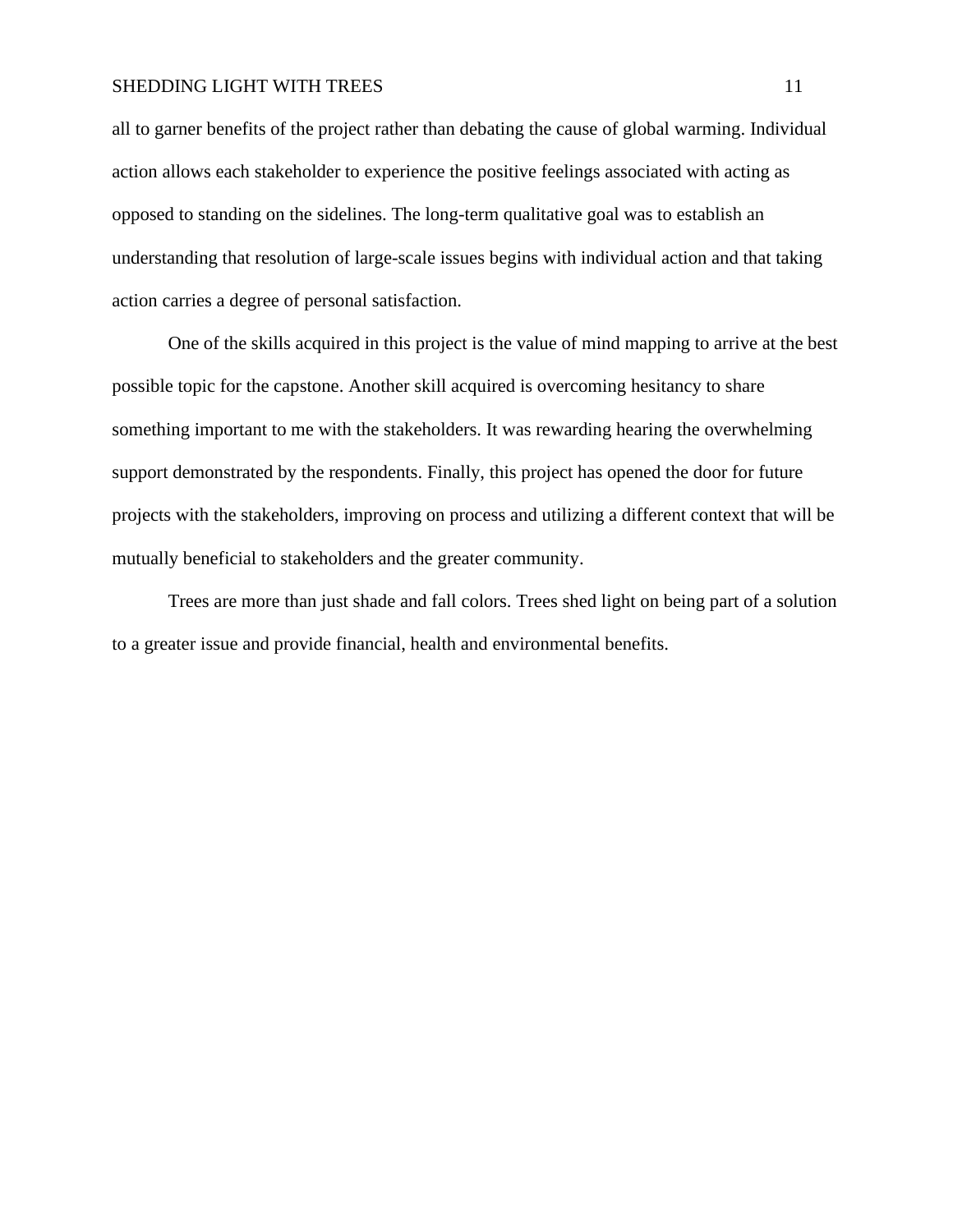all to garner benefits of the project rather than debating the cause of global warming. Individual action allows each stakeholder to experience the positive feelings associated with acting as opposed to standing on the sidelines. The long-term qualitative goal was to establish an understanding that resolution of large-scale issues begins with individual action and that taking action carries a degree of personal satisfaction.

One of the skills acquired in this project is the value of mind mapping to arrive at the best possible topic for the capstone. Another skill acquired is overcoming hesitancy to share something important to me with the stakeholders. It was rewarding hearing the overwhelming support demonstrated by the respondents. Finally, this project has opened the door for future projects with the stakeholders, improving on process and utilizing a different context that will be mutually beneficial to stakeholders and the greater community.

Trees are more than just shade and fall colors. Trees shed light on being part of a solution to a greater issue and provide financial, health and environmental benefits.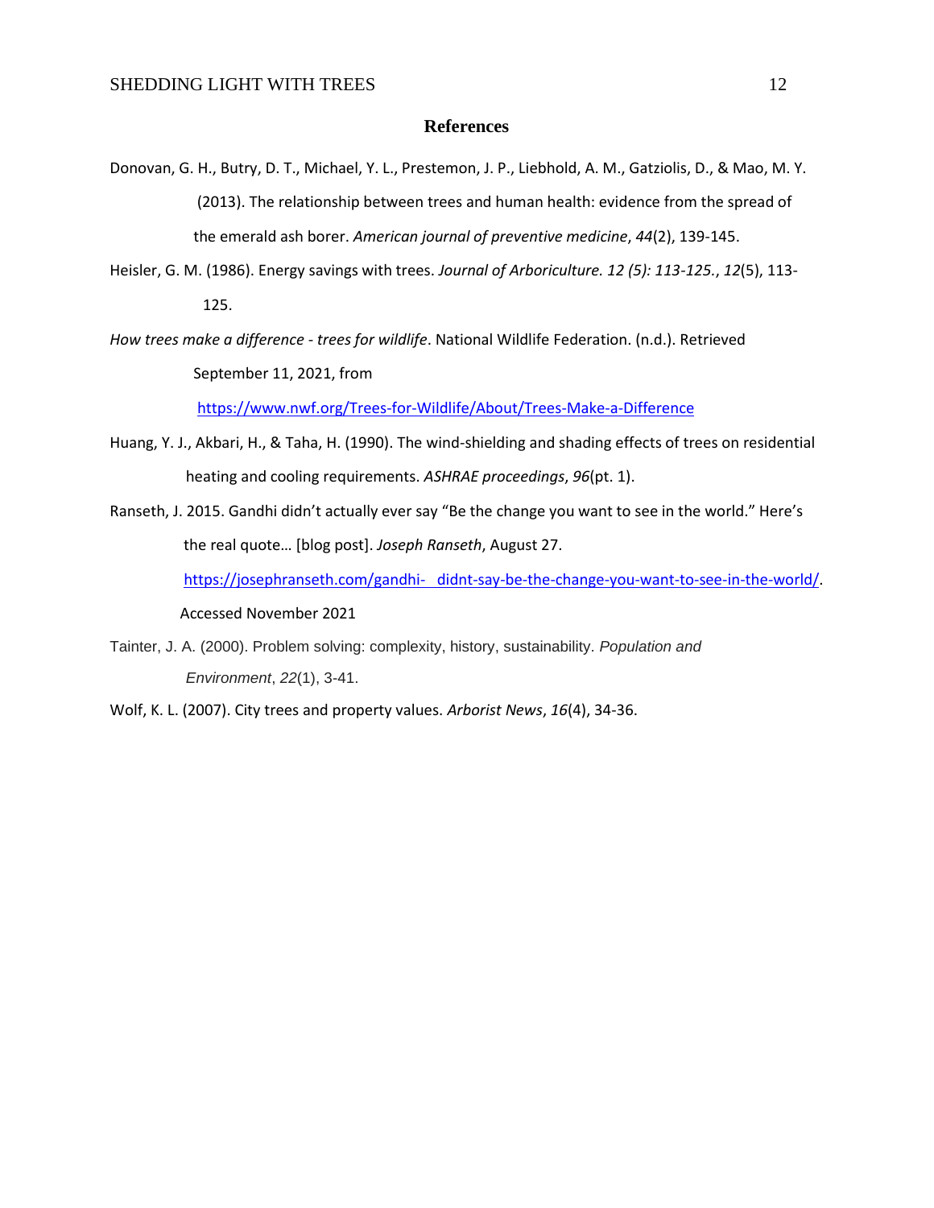# References

Donovan, G. H., Butry, D. T., Michael, Y. L., Prestemon, J. P., Liebhold, A. M., Gatziolis, D., & Mao, M. Y. (2013). The relationship between trees and human health: evidence from the spread of the emerald ash borer. *American journal of preventive medicine*, *44*(2), 139-145.

Heisler, G. M. (1986). Energy savings with trees. *Journal of Arboriculture. 12 (5): 113-125.*, *12*(5), 113-125.

*How trees make a difference - trees for wildlife*. National Wildlife Federation. (n.d.). Retrieved September 11, 2021, from https://www.nwf.org/Trees-for-Wildlife/About/Trees-Make-a-Difference

Huang, Y. J., Akbari, H., & Taha, H. (1990). The wind-shielding and shading effects of trees on residential heating and cooling requirements. *ASHRAE proceedings*, *96*(pt. 1).

Ranseth, J. 2015. Gandhi didn't actually ever say "Be the change you want to see in the world." Here's the real quote… [blog post]. *Joseph Ranseth*, August 27. https://josephranseth.com/gandhi- didnt-say-be-the-change-you-want-to-see-in-the-world/. Accessed November 2021

Tainter, J. A. (2000). Problem solving: complexity, history, sustainability. *Population and Environment*, *22*(1), 3-41.

Wolf, K. L. (2007). City trees and property values. *Arborist News*, *16*(4), 34-36.